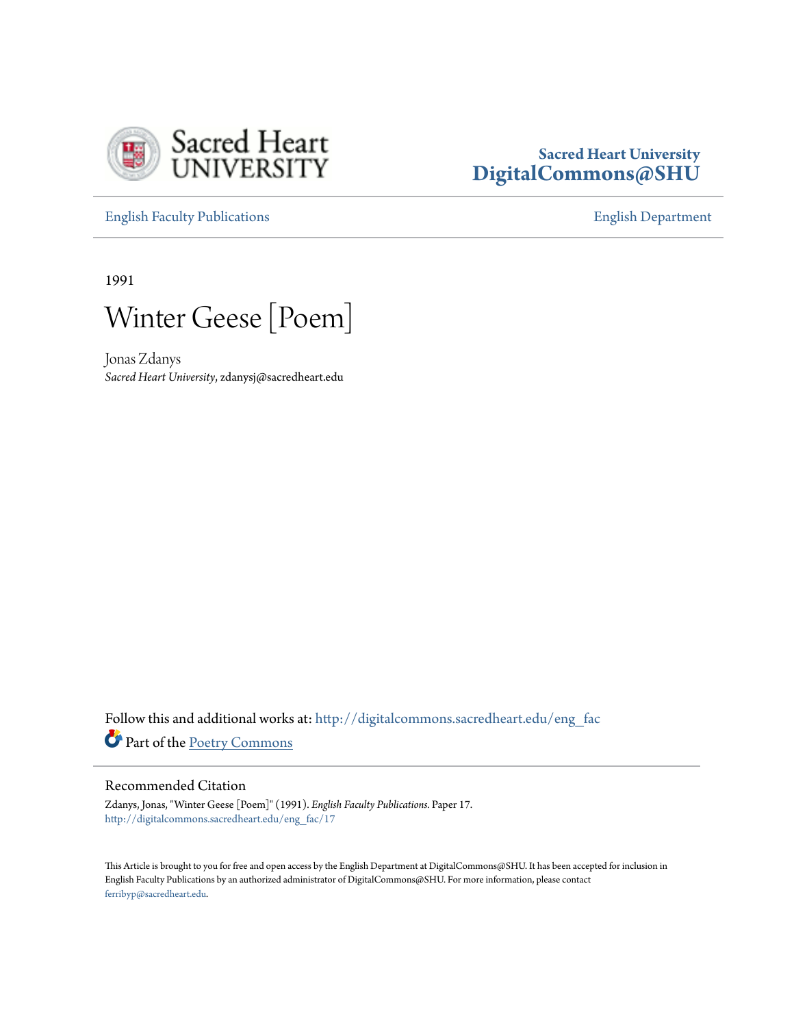Sacred Heart University
DigitalCommons@SHU

English Faculty Publications | English Department

1991

# Winter Geese [Poem]

Jonas Zdanys
*Sacred Heart University*, zdanysj@sacredheart.edu

Follow this and additional works at: http://digitalcommons.sacredheart.edu/eng_fac
Part of the Poetry Commons

## Recommended Citation

Zdanys, Jonas, "Winter Geese [Poem]" (1991). *English Faculty Publications.* Paper 17.
http://digitalcommons.sacredheart.edu/eng_fac/17

This Article is brought to you for free and open access by the English Department at DigitalCommons@SHU. It has been accepted for inclusion in English Faculty Publications by an authorized administrator of DigitalCommons@SHU. For more information, please contact ferribyp@sacredheart.edu.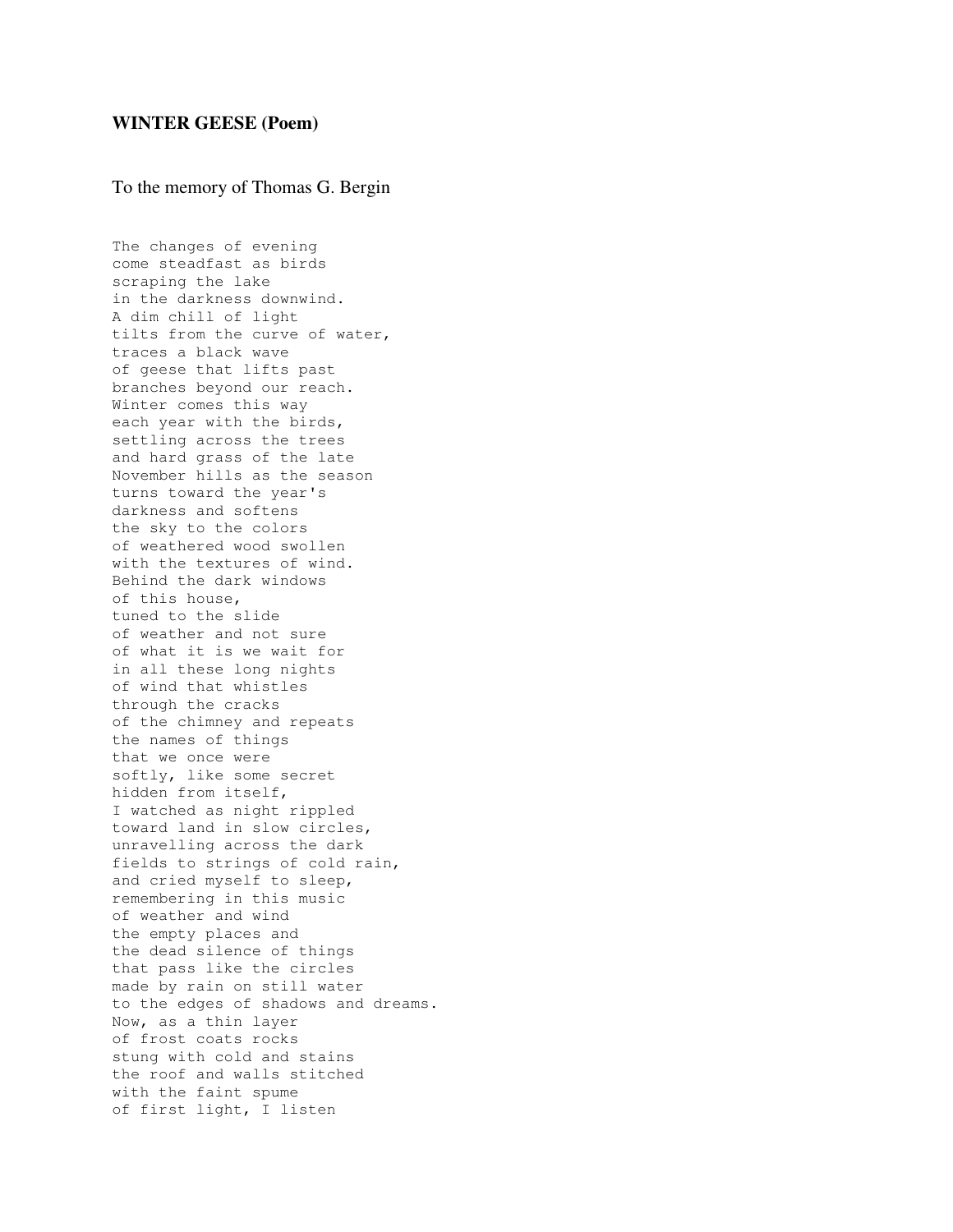**WINTER GEESE (Poem)**

To the memory of Thomas G. Bergin

```
The changes of evening
come steadfast as birds
scraping the lake
in the darkness downwind.
A dim chill of light
tilts from the curve of water,
traces a black wave
of geese that lifts past
branches beyond our reach.
Winter comes this way
each year with the birds,
settling across the trees
and hard grass of the late
November hills as the season
turns toward the year's
darkness and softens
the sky to the colors
of weathered wood swollen
with the textures of wind.
Behind the dark windows
of this house,
tuned to the slide
of weather and not sure
of what it is we wait for
in all these long nights
of wind that whistles
through the cracks
of the chimney and repeats
the names of things
that we once were
softly, like some secret
hidden from itself,
I watched as night rippled
toward land in slow circles,
unravelling across the dark
fields to strings of cold rain,
and cried myself to sleep,
remembering in this music
of weather and wind
the empty places and
the dead silence of things
that pass like the circles
made by rain on still water
to the edges of shadows and dreams.
Now, as a thin layer
of frost coats rocks
stung with cold and stains
the roof and walls stitched
with the faint spume
of first light, I listen
```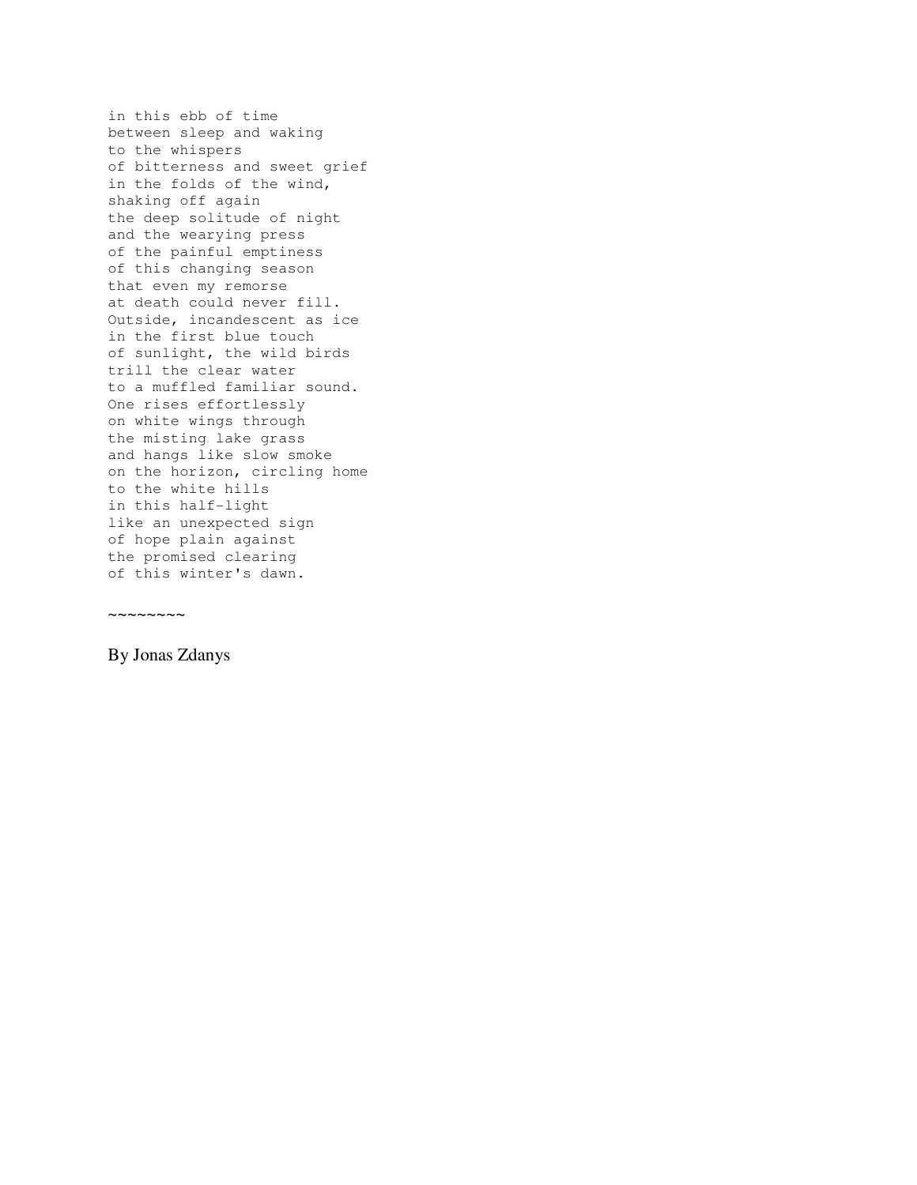in this ebb of time  
between sleep and waking  
to the whispers  
of bitterness and sweet grief  
in the folds of the wind,  
shaking off again  
the deep solitude of night  
and the wearying press  
of the painful emptiness  
of this changing season  
that even my remorse  
at death could never fill.  
Outside, incandescent as ice  
in the first blue touch  
of sunlight, the wild birds  
trill the clear water  
to a muffled familiar sound.  
One rises effortlessly  
on white wings through  
the misting lake grass  
and hangs like slow smoke  
on the horizon, circling home  
to the white hills  
in this half-light  
like an unexpected sign  
of hope plain against  
the promised clearing  
of this winter's dawn.

~~~~~~~~

By Jonas Zdanys